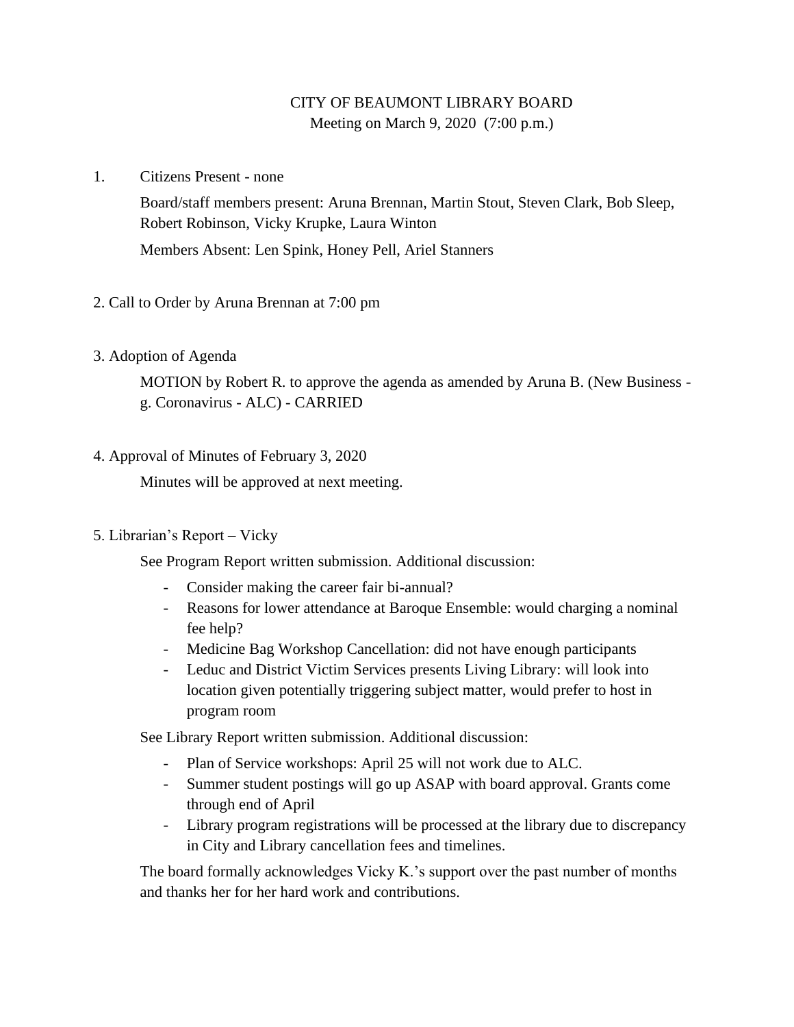# CITY OF BEAUMONT LIBRARY BOARD

Meeting on March 9, 2020 (7:00 p.m.)

1. Citizens Present - none

   Board/staff members present: Aruna Brennan, Martin Stout, Steven Clark, Bob Sleep, Robert Robinson, Vicky Krupke, Laura Winton

   Members Absent: Len Spink, Honey Pell, Ariel Stanners

2. Call to Order by Aruna Brennan at 7:00 pm

3. Adoption of Agenda

   MOTION by Robert R. to approve the agenda as amended by Aruna B. (New Business - g. Coronavirus - ALC) - CARRIED

4. Approval of Minutes of February 3, 2020

   Minutes will be approved at next meeting.

5. Librarian's Report – Vicky

   See Program Report written submission. Additional discussion:

   - Consider making the career fair bi-annual?
   - Reasons for lower attendance at Baroque Ensemble: would charging a nominal fee help?
   - Medicine Bag Workshop Cancellation: did not have enough participants
   - Leduc and District Victim Services presents Living Library: will look into location given potentially triggering subject matter, would prefer to host in program room

   See Library Report written submission. Additional discussion:

   - Plan of Service workshops: April 25 will not work due to ALC.
   - Summer student postings will go up ASAP with board approval. Grants come through end of April
   - Library program registrations will be processed at the library due to discrepancy in City and Library cancellation fees and timelines.

   The board formally acknowledges Vicky K.'s support over the past number of months and thanks her for her hard work and contributions.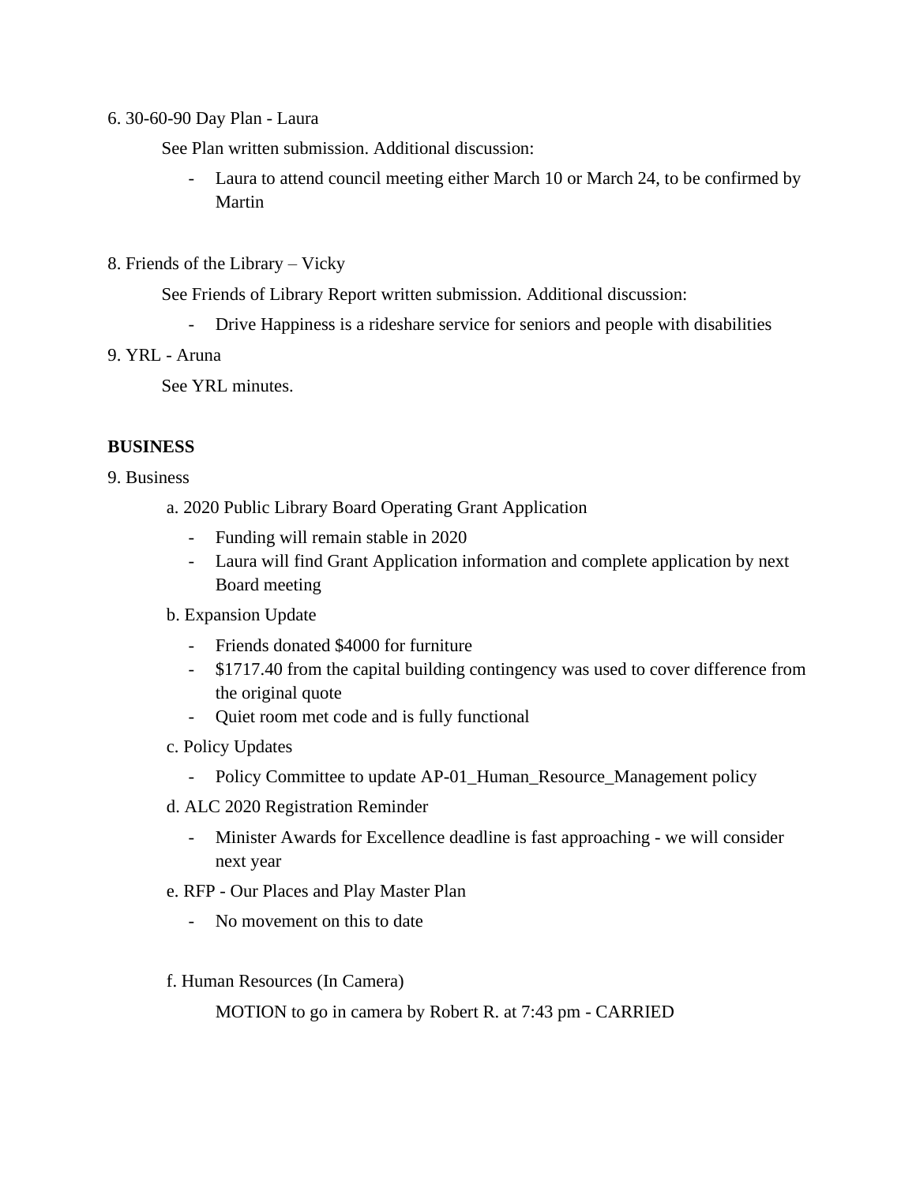6. 30-60-90 Day Plan - Laura

See Plan written submission. Additional discussion:

- Laura to attend council meeting either March 10 or March 24, to be confirmed by Martin

8. Friends of the Library – Vicky

See Friends of Library Report written submission. Additional discussion:

- Drive Happiness is a rideshare service for seniors and people with disabilities

9. YRL - Aruna

See YRL minutes.

**BUSINESS**

9. Business

a. 2020 Public Library Board Operating Grant Application

- Funding will remain stable in 2020
- Laura will find Grant Application information and complete application by next Board meeting

b. Expansion Update

- Friends donated $4000 for furniture
- $1717.40 from the capital building contingency was used to cover difference from the original quote
- Quiet room met code and is fully functional

c. Policy Updates

- Policy Committee to update AP-01_Human_Resource_Management policy

d. ALC 2020 Registration Reminder

- Minister Awards for Excellence deadline is fast approaching - we will consider next year

e. RFP - Our Places and Play Master Plan

- No movement on this to date

f. Human Resources (In Camera)

MOTION to go in camera by Robert R. at 7:43 pm - CARRIED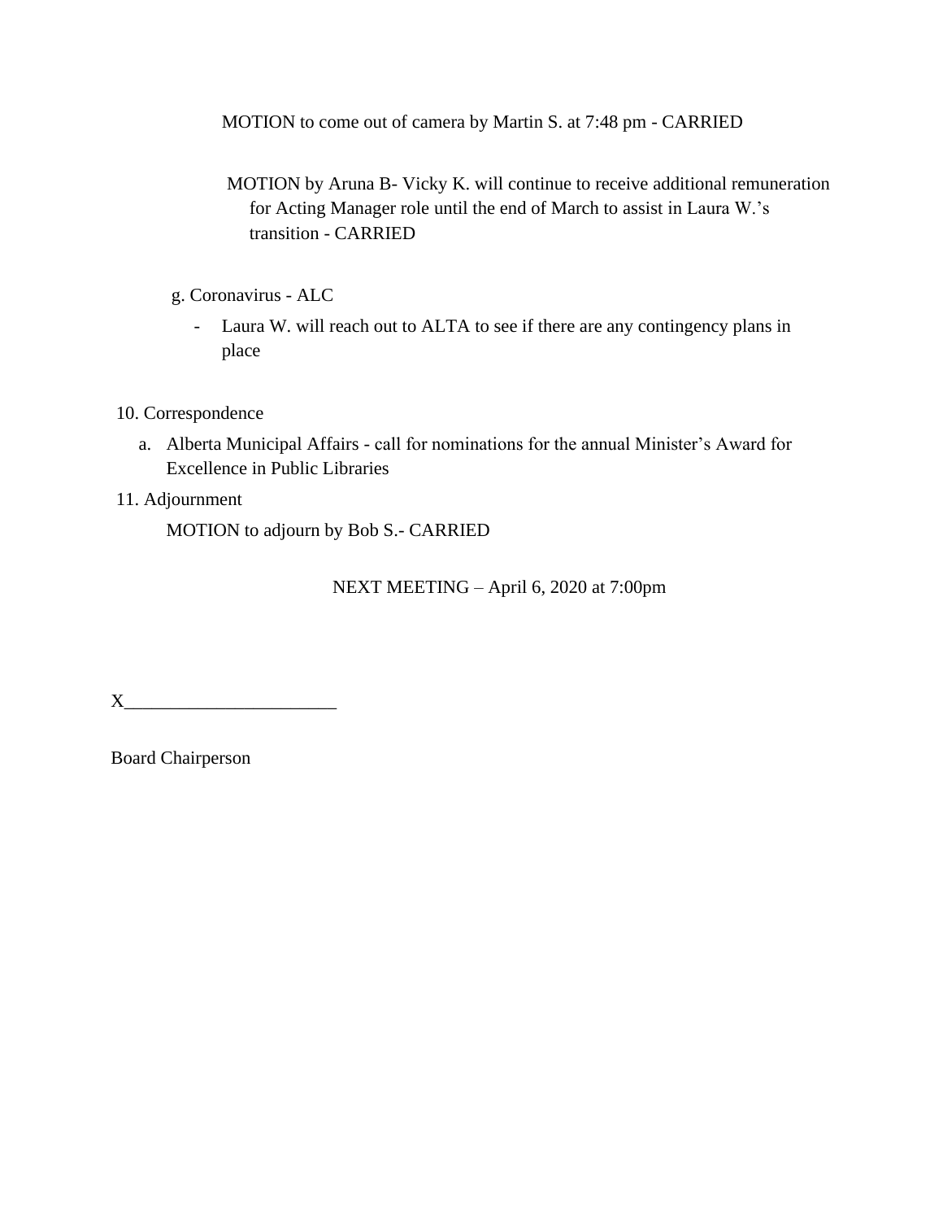MOTION to come out of camera by Martin S. at 7:48 pm - CARRIED

MOTION by Aruna B- Vicky K. will continue to receive additional remuneration for Acting Manager role until the end of March to assist in Laura W.'s transition - CARRIED

g. Coronavirus - ALC

- Laura W. will reach out to ALTA to see if there are any contingency plans in place

10. Correspondence

a. Alberta Municipal Affairs - call for nominations for the annual Minister's Award for Excellence in Public Libraries

11. Adjournment

MOTION to adjourn by Bob S.- CARRIED

NEXT MEETING – April 6, 2020 at 7:00pm

X_______________________

Board Chairperson